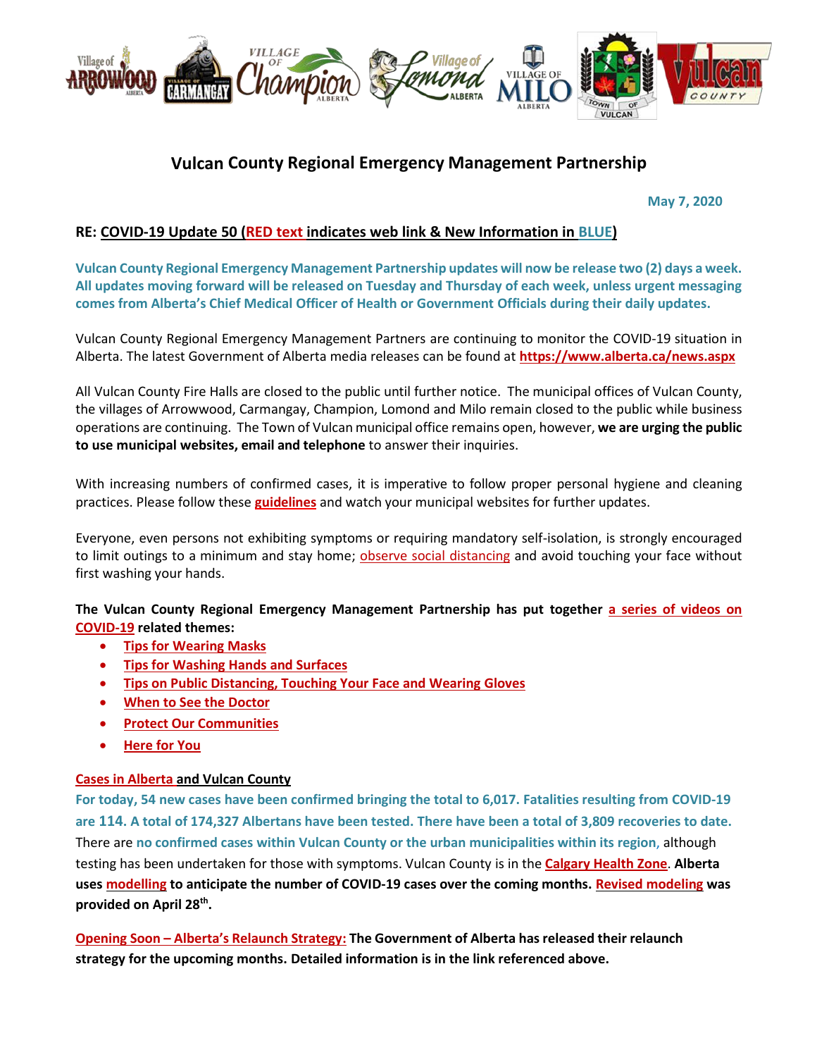# Vulcan County Regional Emergency Management Partnership

May 7, 2020

**RE: COVID-19 Update 50 (RED text indicates web link & New Information in BLUE)**

**Vulcan County Regional Emergency Management Partnership updates will now be release two (2) days a week. All updates moving forward will be released on Tuesday and Thursday of each week, unless urgent messaging comes from Alberta's Chief Medical Officer of Health or Government Officials during their daily updates.**

Vulcan County Regional Emergency Management Partners are continuing to monitor the COVID-19 situation in Alberta. The latest Government of Alberta media releases can be found at **https://www.alberta.ca/news.aspx**

All Vulcan County Fire Halls are closed to the public until further notice. The municipal offices of Vulcan County, the villages of Arrowwood, Carmangay, Champion, Lomond and Milo remain closed to the public while business operations are continuing. The Town of Vulcan municipal office remains open, however, **we are urging the public to use municipal websites, email and telephone** to answer their inquiries.

With increasing numbers of confirmed cases, it is imperative to follow proper personal hygiene and cleaning practices. Please follow these **guidelines** and watch your municipal websites for further updates.

Everyone, even persons not exhibiting symptoms or requiring mandatory self-isolation, is strongly encouraged to limit outings to a minimum and stay home; observe social distancing and avoid touching your face without first washing your hands.

**The Vulcan County Regional Emergency Management Partnership has put together a series of videos on COVID-19 related themes:**

- **Tips for Wearing Masks**
- **Tips for Washing Hands and Surfaces**
- **Tips on Public Distancing, Touching Your Face and Wearing Gloves**
- **When to See the Doctor**
- **Protect Our Communities**
- **Here for You**

**Cases in Alberta and Vulcan County**

**For today, 54 new cases have been confirmed bringing the total to 6,017. Fatalities resulting from COVID-19 are 114. A total of 174,327 Albertans have been tested. There have been a total of 3,809 recoveries to date.** There are **no confirmed cases within Vulcan County or the urban municipalities within its region,** although testing has been undertaken for those with symptoms. Vulcan County is in the **Calgary Health Zone**. **Alberta uses modelling to anticipate the number of COVID-19 cases over the coming months. Revised modeling was provided on April 28th.**

**Opening Soon – Alberta's Relaunch Strategy: The Government of Alberta has released their relaunch strategy for the upcoming months. Detailed information is in the link referenced above.**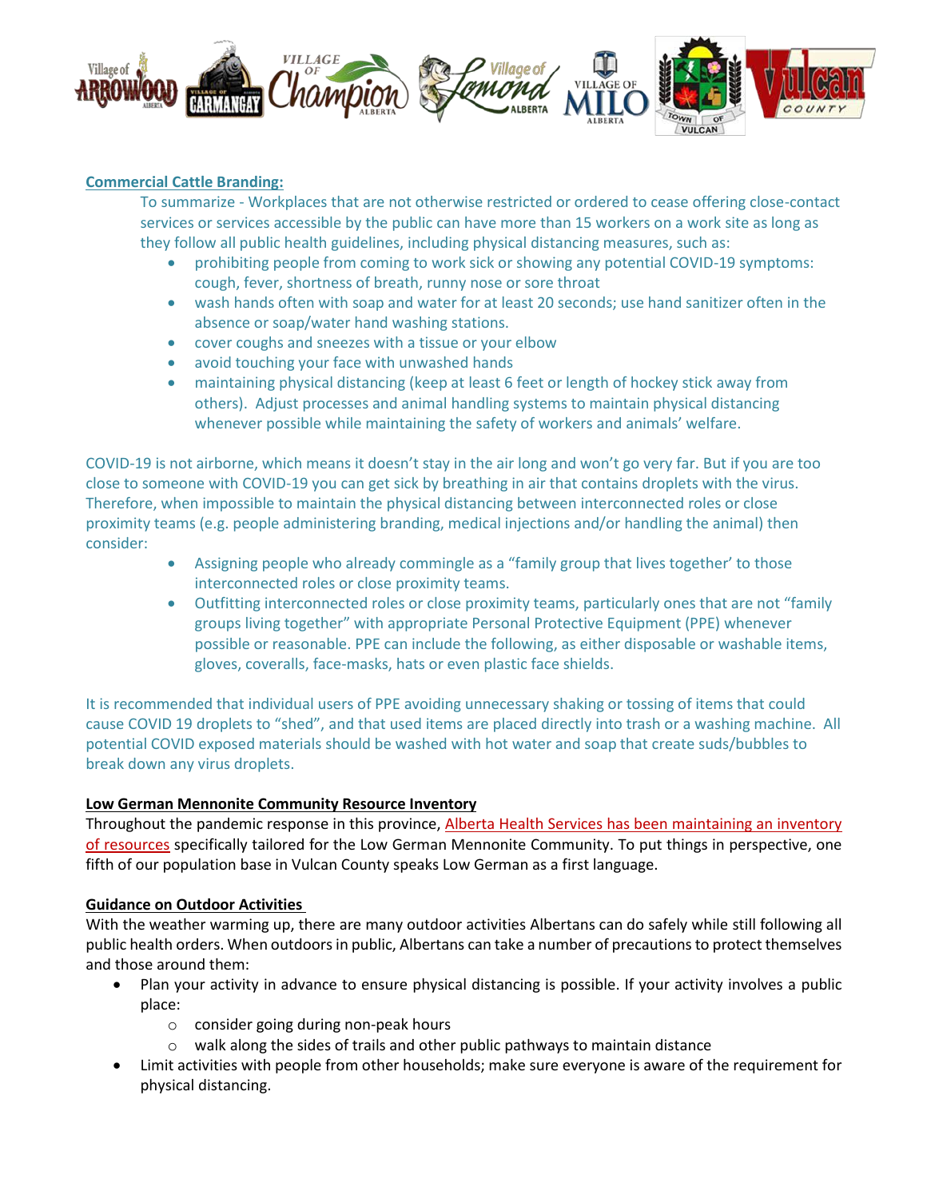## Commercial Cattle Branding:

To summarize - Workplaces that are not otherwise restricted or ordered to cease offering close-contact services or services accessible by the public can have more than 15 workers on a work site as long as they follow all public health guidelines, including physical distancing measures, such as:

- prohibiting people from coming to work sick or showing any potential COVID-19 symptoms: cough, fever, shortness of breath, runny nose or sore throat
- wash hands often with soap and water for at least 20 seconds; use hand sanitizer often in the absence or soap/water hand washing stations.
- cover coughs and sneezes with a tissue or your elbow
- avoid touching your face with unwashed hands
- maintaining physical distancing (keep at least 6 feet or length of hockey stick away from others). Adjust processes and animal handling systems to maintain physical distancing whenever possible while maintaining the safety of workers and animals' welfare.

COVID-19 is not airborne, which means it doesn't stay in the air long and won't go very far. But if you are too close to someone with COVID-19 you can get sick by breathing in air that contains droplets with the virus. Therefore, when impossible to maintain the physical distancing between interconnected roles or close proximity teams (e.g. people administering branding, medical injections and/or handling the animal) then consider:

- Assigning people who already commingle as a "family group that lives together' to those interconnected roles or close proximity teams.
- Outfitting interconnected roles or close proximity teams, particularly ones that are not "family groups living together" with appropriate Personal Protective Equipment (PPE) whenever possible or reasonable. PPE can include the following, as either disposable or washable items, gloves, coveralls, face-masks, hats or even plastic face shields.

It is recommended that individual users of PPE avoiding unnecessary shaking or tossing of items that could cause COVID 19 droplets to "shed", and that used items are placed directly into trash or a washing machine. All potential COVID exposed materials should be washed with hot water and soap that create suds/bubbles to break down any virus droplets.

## Low German Mennonite Community Resource Inventory

Throughout the pandemic response in this province, Alberta Health Services has been maintaining an inventory of resources specifically tailored for the Low German Mennonite Community. To put things in perspective, one fifth of our population base in Vulcan County speaks Low German as a first language.

## Guidance on Outdoor Activities

With the weather warming up, there are many outdoor activities Albertans can do safely while still following all public health orders. When outdoors in public, Albertans can take a number of precautions to protect themselves and those around them:

- Plan your activity in advance to ensure physical distancing is possible. If your activity involves a public place:
  - consider going during non-peak hours
  - walk along the sides of trails and other public pathways to maintain distance
- Limit activities with people from other households; make sure everyone is aware of the requirement for physical distancing.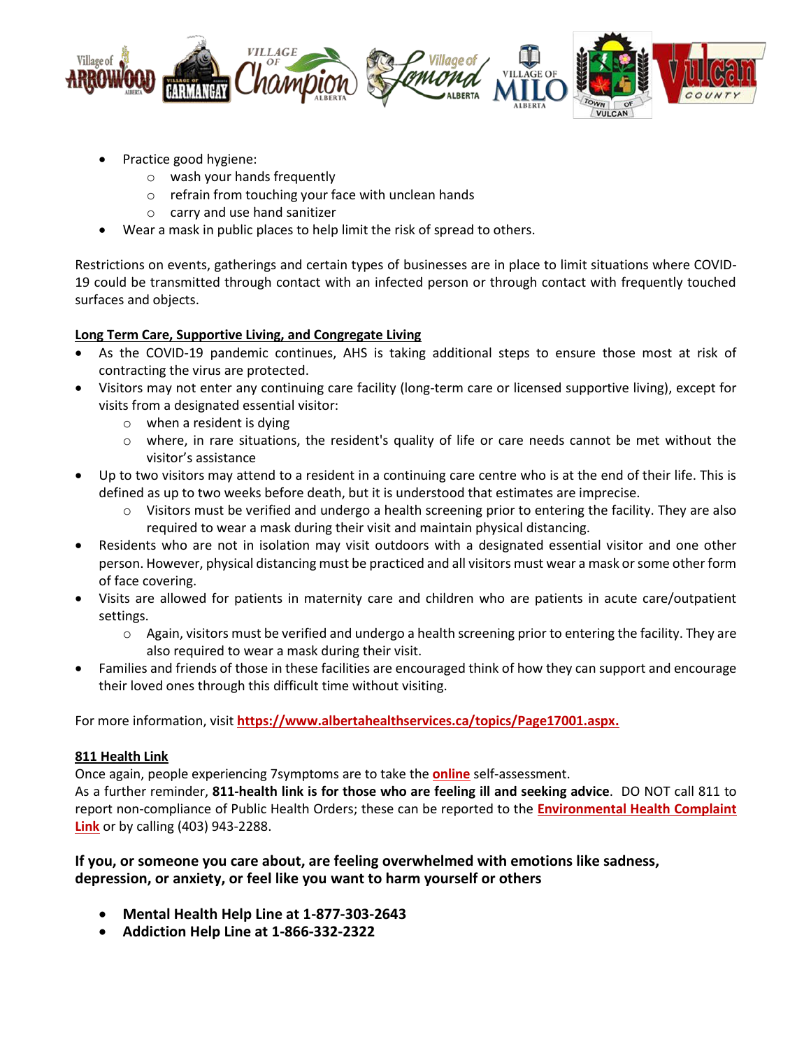- Practice good hygiene:
  - wash your hands frequently
  - refrain from touching your face with unclean hands
  - carry and use hand sanitizer
- Wear a mask in public places to help limit the risk of spread to others.

Restrictions on events, gatherings and certain types of businesses are in place to limit situations where COVID-19 could be transmitted through contact with an infected person or through contact with frequently touched surfaces and objects.

**Long Term Care, Supportive Living, and Congregate Living**

- As the COVID-19 pandemic continues, AHS is taking additional steps to ensure those most at risk of contracting the virus are protected.
- Visitors may not enter any continuing care facility (long-term care or licensed supportive living), except for visits from a designated essential visitor:
  - when a resident is dying
  - where, in rare situations, the resident's quality of life or care needs cannot be met without the visitor's assistance
- Up to two visitors may attend to a resident in a continuing care centre who is at the end of their life. This is defined as up to two weeks before death, but it is understood that estimates are imprecise.
  - Visitors must be verified and undergo a health screening prior to entering the facility. They are also required to wear a mask during their visit and maintain physical distancing.
- Residents who are not in isolation may visit outdoors with a designated essential visitor and one other person. However, physical distancing must be practiced and all visitors must wear a mask or some other form of face covering.
- Visits are allowed for patients in maternity care and children who are patients in acute care/outpatient settings.
  - Again, visitors must be verified and undergo a health screening prior to entering the facility. They are also required to wear a mask during their visit.
- Families and friends of those in these facilities are encouraged think of how they can support and encourage their loved ones through this difficult time without visiting.

For more information, visit **https://www.albertahealthservices.ca/topics/Page17001.aspx.**

**811 Health Link**

Once again, people experiencing 7symptoms are to take the **online** self-assessment.
As a further reminder, **811-health link is for those who are feeling ill and seeking advice**. DO NOT call 811 to report non-compliance of Public Health Orders; these can be reported to the **Environmental Health Complaint Link** or by calling (403) 943-2288.

**If you, or someone you care about, are feeling overwhelmed with emotions like sadness, depression, or anxiety, or feel like you want to harm yourself or others**

- **Mental Health Help Line at 1-877-303-2643**
- **Addiction Help Line at 1-866-332-2322**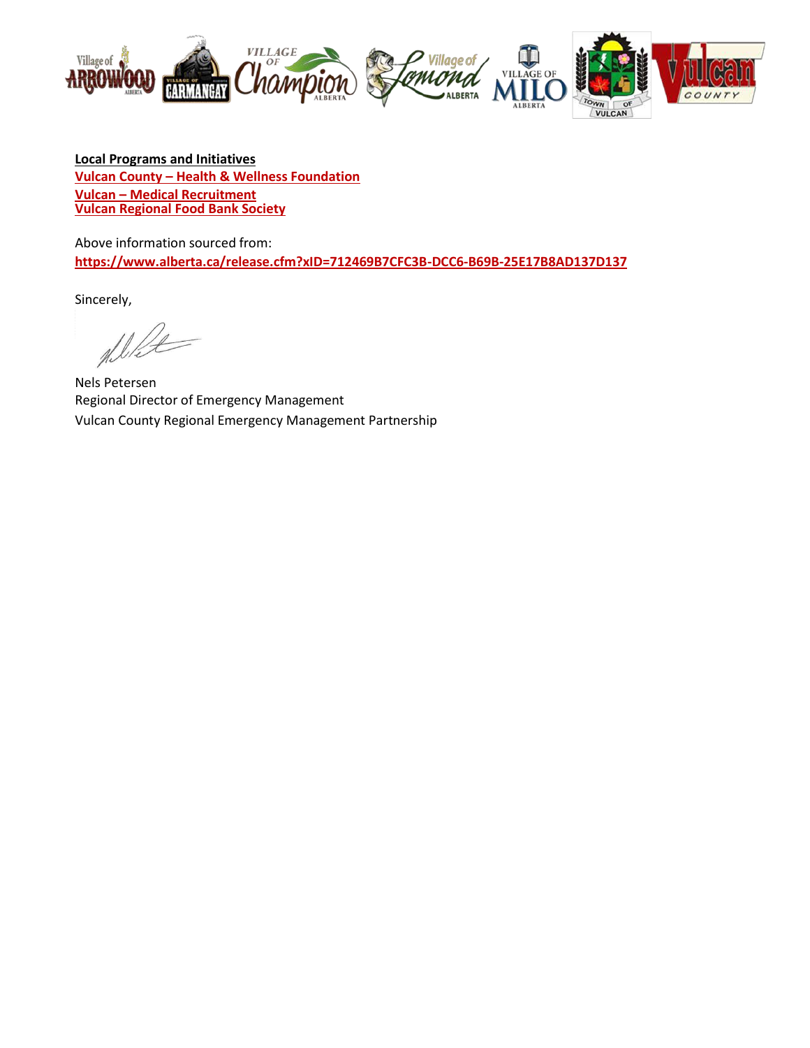**Local Programs and Initiatives**

**Vulcan County – Health & Wellness Foundation**

**Vulcan – Medical Recruitment**

**Vulcan Regional Food Bank Society**

Above information sourced from:
**https://www.alberta.ca/release.cfm?xID=712469B7CFC3B-DCC6-B69B-25E17B8AD137D137**

Sincerely,

Nels Petersen
Regional Director of Emergency Management
Vulcan County Regional Emergency Management Partnership